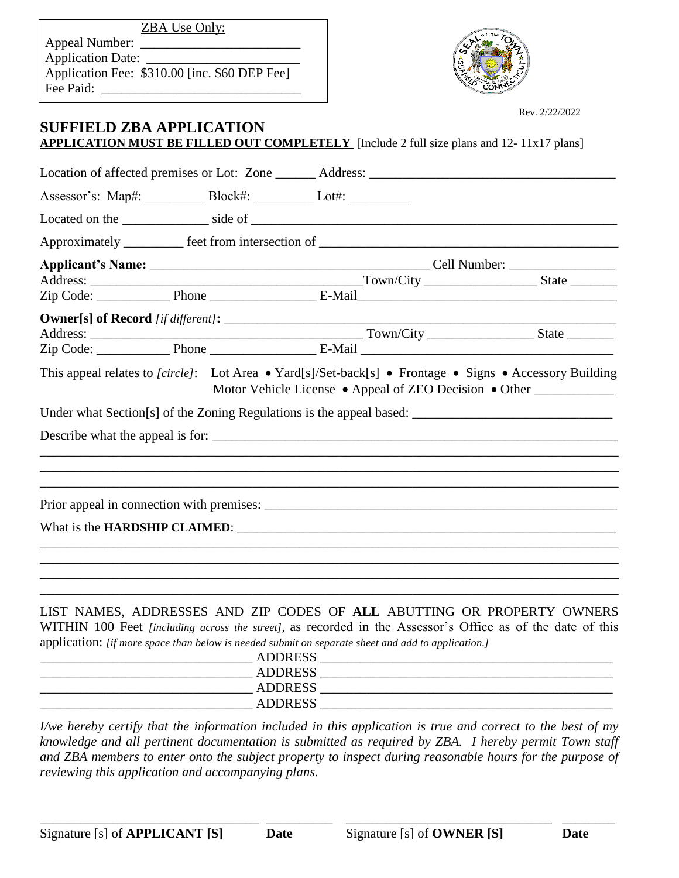ZBA Use Only:
Appeal Number: _______________________
Application Date: ______________________
Application Fee: $310.00 [inc. $60 DEP Fee]
Fee Paid: _____________________________

Rev. 2/22/2022

# SUFFIELD ZBA APPLICATION

**APPLICATION MUST BE FILLED OUT COMPLETELY** [Include 2 full size plans and 12- 11x17 plans]

Location of affected premises or Lot: Zone ______ Address: ___________________________________

Assessor's: Map#: _________ Block#: _________ Lot#: _________

Located on the _____________ side of _______________________________________________________

Approximately _________ feet from intersection of ______________________________________________

**Applicant's Name:** __________________________________________ Cell Number: ________________
Address: ________________________________________Town/City ________________ State _______
Zip Code: ___________ Phone _______________ E-Mail______________________________________

**Owner[s] of Record** *[if different]*: ________________________________________________________
Address: ________________________________________ Town/City ________________ State _______
Zip Code: ___________ Phone _______________ E-Mail ______________________________________

This appeal relates to *[circle]*: Lot Area • Yard[s]/Set-back[s] • Frontage • Signs • Accessory Building
Motor Vehicle License • Appeal of ZEO Decision • Other ____________

Under what Section[s] of the Zoning Regulations is the appeal based: _____________________________

Describe what the appeal is for: ____________________________________________________________
_______________________________________________________________________________________
_______________________________________________________________________________________
_______________________________________________________________________________________

Prior appeal in connection with premises: ____________________________________________________

What is the **HARDSHIP CLAIMED**: __________________________________________________________
_______________________________________________________________________________________
_______________________________________________________________________________________
_______________________________________________________________________________________
_______________________________________________________________________________________

LIST NAMES, ADDRESSES AND ZIP CODES OF **ALL** ABUTTING OR PROPERTY OWNERS WITHIN 100 Feet *[including across the street]*, as recorded in the Assessor's Office as of the date of this application: *[if more space than below is needed submit on separate sheet and add to application.]*

_______________________________ ADDRESS ___________________________________________
_______________________________ ADDRESS ___________________________________________
_______________________________ ADDRESS ___________________________________________
_______________________________ ADDRESS ___________________________________________

*I/we hereby certify that the information included in this application is true and correct to the best of my knowledge and all pertinent documentation is submitted as required by ZBA. I hereby permit Town staff and ZBA members to enter onto the subject property to inspect during reasonable hours for the purpose of reviewing this application and accompanying plans.*

_________________________________ __________ _______________________________ ________
Signature [s] of **APPLICANT [S]** **Date** Signature [s] of **OWNER [S]** **Date**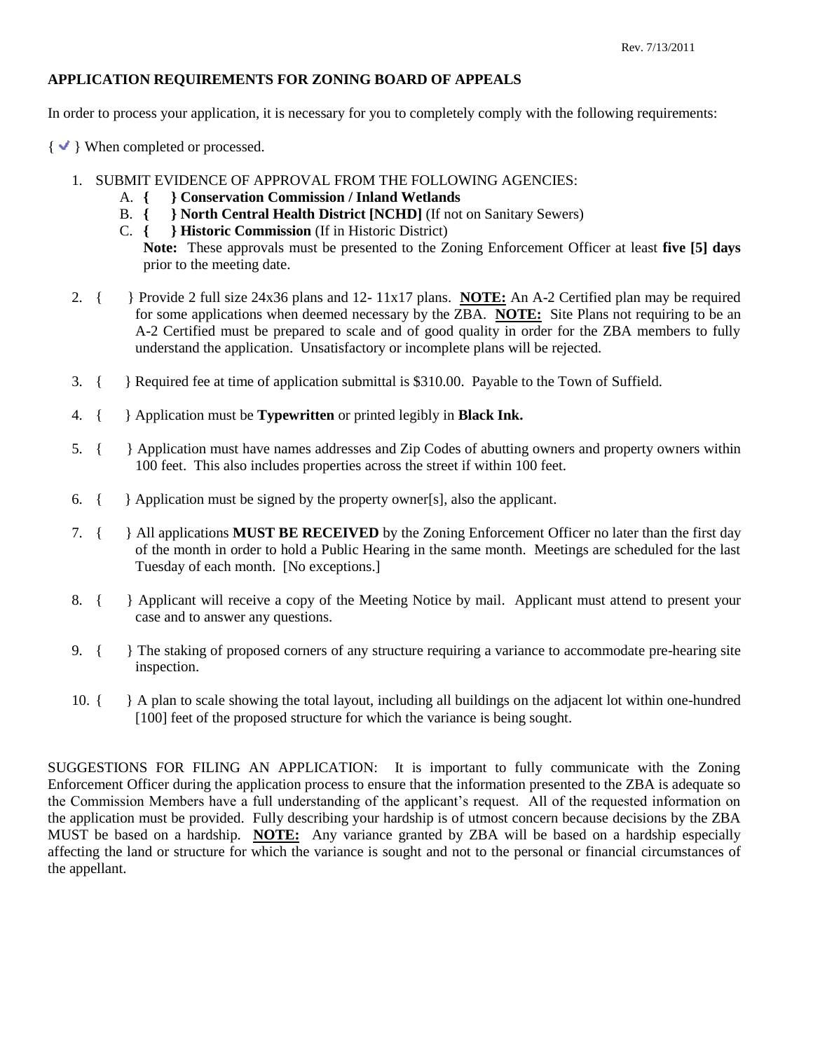Rev. 7/13/2011

**APPLICATION REQUIREMENTS FOR ZONING BOARD OF APPEALS**

In order to process your application, it is necessary for you to completely comply with the following requirements:

{ ✔ } When completed or processed.

1. SUBMIT EVIDENCE OF APPROVAL FROM THE FOLLOWING AGENCIES:
   A. **{ } Conservation Commission / Inland Wetlands**
   B. **{ } North Central Health District [NCHD]** (If not on Sanitary Sewers)
   C. **{ } Historic Commission** (If in Historic District)
   **Note:** These approvals must be presented to the Zoning Enforcement Officer at least **five [5] days** prior to the meeting date.

2. { } Provide 2 full size 24x36 plans and 12- 11x17 plans. **NOTE:** An A-2 Certified plan may be required for some applications when deemed necessary by the ZBA. **NOTE:** Site Plans not requiring to be an A-2 Certified must be prepared to scale and of good quality in order for the ZBA members to fully understand the application. Unsatisfactory or incomplete plans will be rejected.

3. { } Required fee at time of application submittal is $310.00. Payable to the Town of Suffield.

4. { } Application must be **Typewritten** or printed legibly in **Black Ink.**

5. { } Application must have names addresses and Zip Codes of abutting owners and property owners within 100 feet. This also includes properties across the street if within 100 feet.

6. { } Application must be signed by the property owner[s], also the applicant.

7. { } All applications **MUST BE RECEIVED** by the Zoning Enforcement Officer no later than the first day of the month in order to hold a Public Hearing in the same month. Meetings are scheduled for the last Tuesday of each month. [No exceptions.]

8. { } Applicant will receive a copy of the Meeting Notice by mail. Applicant must attend to present your case and to answer any questions.

9. { } The staking of proposed corners of any structure requiring a variance to accommodate pre-hearing site inspection.

10. { } A plan to scale showing the total layout, including all buildings on the adjacent lot within one-hundred [100] feet of the proposed structure for which the variance is being sought.

SUGGESTIONS FOR FILING AN APPLICATION: It is important to fully communicate with the Zoning Enforcement Officer during the application process to ensure that the information presented to the ZBA is adequate so the Commission Members have a full understanding of the applicant's request. All of the requested information on the application must be provided. Fully describing your hardship is of utmost concern because decisions by the ZBA MUST be based on a hardship. **NOTE:** Any variance granted by ZBA will be based on a hardship especially affecting the land or structure for which the variance is sought and not to the personal or financial circumstances of the appellant.